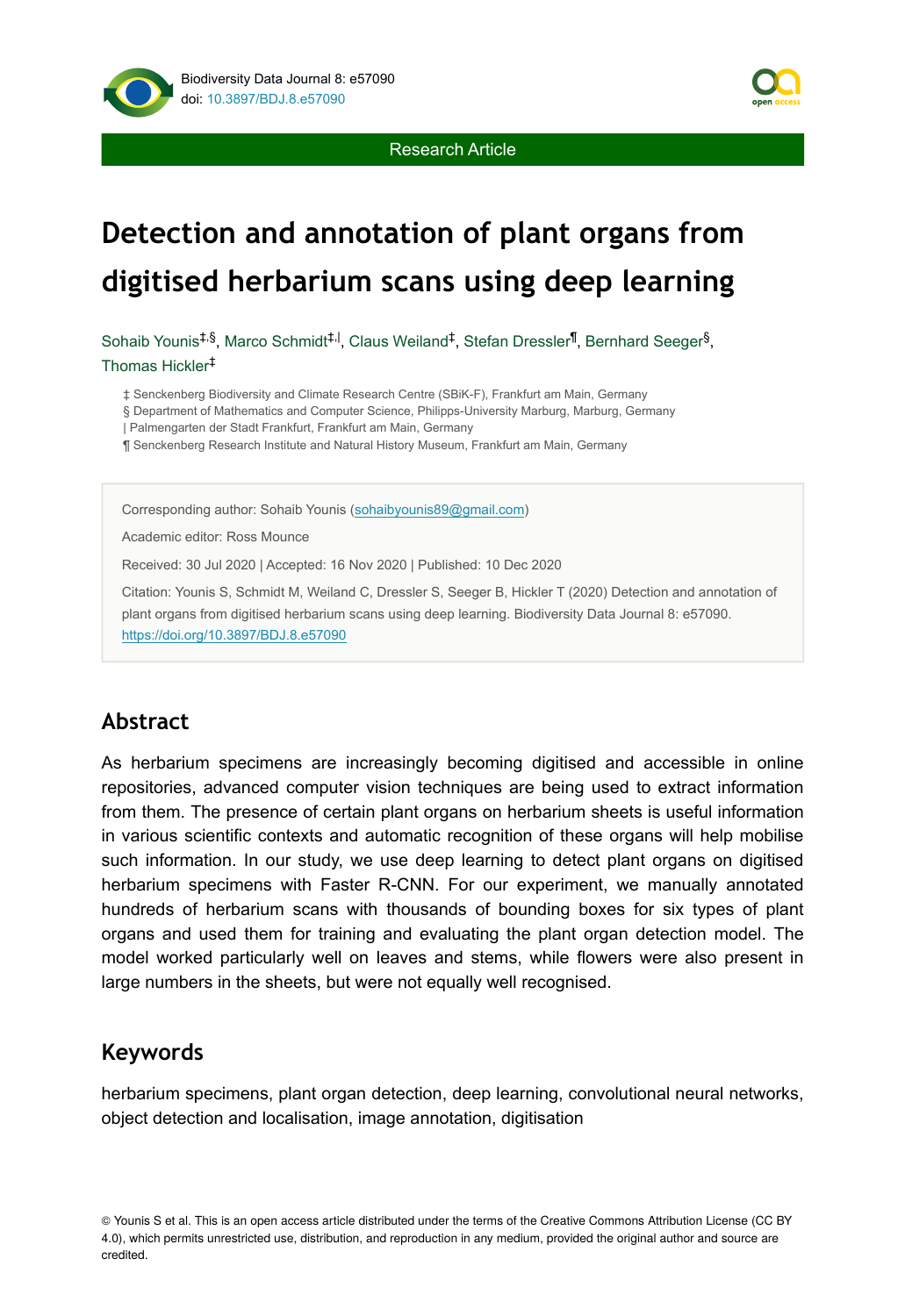Research Article

# Detection and annotation of plant organs from digitised herbarium scans using deep learning

Sohaib Younis[‡,§], Marco Schmidt[‡,|], Claus Weiland[‡], Stefan Dressler[¶], Bernhard Seeger[§], Thomas Hickler[‡]

‡ Senckenberg Biodiversity and Climate Research Centre (SBiK-F), Frankfurt am Main, Germany
§ Department of Mathematics and Computer Science, Philipps-University Marburg, Marburg, Germany
| Palmengarten der Stadt Frankfurt, Frankfurt am Main, Germany
¶ Senckenberg Research Institute and Natural History Museum, Frankfurt am Main, Germany

Corresponding author: Sohaib Younis (sohaibyounis89@gmail.com)

Academic editor: Ross Mounce

Received: 30 Jul 2020 | Accepted: 16 Nov 2020 | Published: 10 Dec 2020

Citation: Younis S, Schmidt M, Weiland C, Dressler S, Seeger B, Hickler T (2020) Detection and annotation of plant organs from digitised herbarium scans using deep learning. Biodiversity Data Journal 8: e57090. https://doi.org/10.3897/BDJ.8.e57090

## Abstract

As herbarium specimens are increasingly becoming digitised and accessible in online repositories, advanced computer vision techniques are being used to extract information from them. The presence of certain plant organs on herbarium sheets is useful information in various scientific contexts and automatic recognition of these organs will help mobilise such information. In our study, we use deep learning to detect plant organs on digitised herbarium specimens with Faster R-CNN. For our experiment, we manually annotated hundreds of herbarium scans with thousands of bounding boxes for six types of plant organs and used them for training and evaluating the plant organ detection model. The model worked particularly well on leaves and stems, while flowers were also present in large numbers in the sheets, but were not equally well recognised.

## Keywords

herbarium specimens, plant organ detection, deep learning, convolutional neural networks, object detection and localisation, image annotation, digitisation

© Younis S et al. This is an open access article distributed under the terms of the Creative Commons Attribution License (CC BY 4.0), which permits unrestricted use, distribution, and reproduction in any medium, provided the original author and source are credited.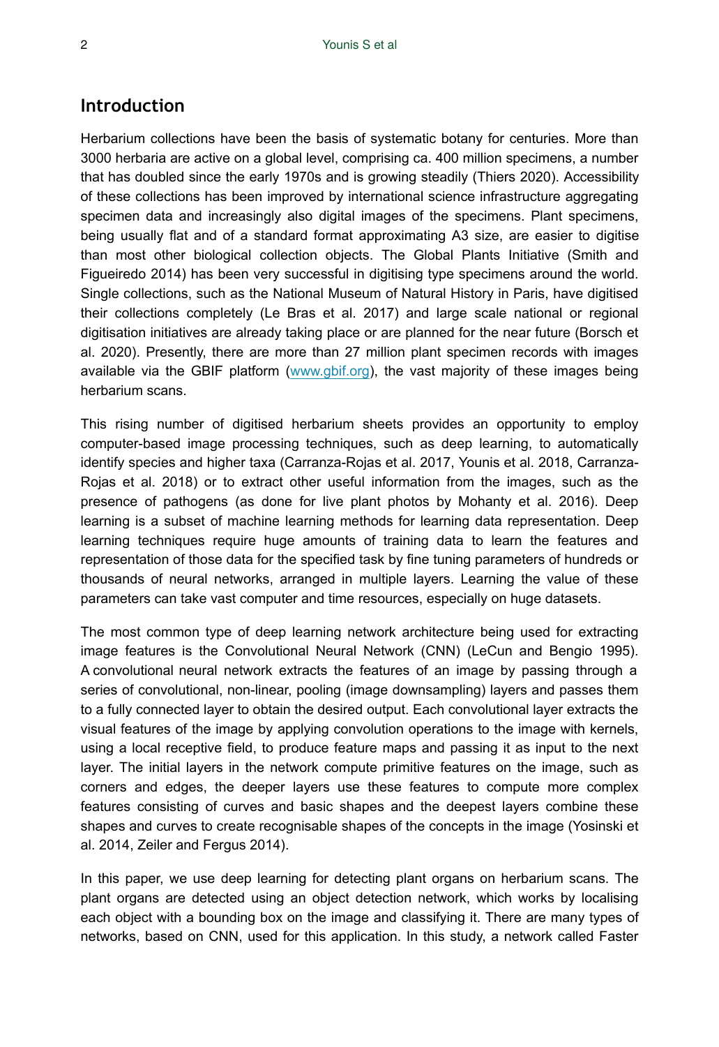## Introduction

Herbarium collections have been the basis of systematic botany for centuries. More than 3000 herbaria are active on a global level, comprising ca. 400 million specimens, a number that has doubled since the early 1970s and is growing steadily (Thiers 2020). Accessibility of these collections has been improved by international science infrastructure aggregating specimen data and increasingly also digital images of the specimens. Plant specimens, being usually flat and of a standard format approximating A3 size, are easier to digitise than most other biological collection objects. The Global Plants Initiative (Smith and Figueiredo 2014) has been very successful in digitising type specimens around the world. Single collections, such as the National Museum of Natural History in Paris, have digitised their collections completely (Le Bras et al. 2017) and large scale national or regional digitisation initiatives are already taking place or are planned for the near future (Borsch et al. 2020). Presently, there are more than 27 million plant specimen records with images available via the GBIF platform ([www.gbif.org](www.gbif.org)), the vast majority of these images being herbarium scans.

This rising number of digitised herbarium sheets provides an opportunity to employ computer-based image processing techniques, such as deep learning, to automatically identify species and higher taxa (Carranza-Rojas et al. 2017, Younis et al. 2018, Carranza-Rojas et al. 2018) or to extract other useful information from the images, such as the presence of pathogens (as done for live plant photos by Mohanty et al. 2016). Deep learning is a subset of machine learning methods for learning data representation. Deep learning techniques require huge amounts of training data to learn the features and representation of those data for the specified task by fine tuning parameters of hundreds or thousands of neural networks, arranged in multiple layers. Learning the value of these parameters can take vast computer and time resources, especially on huge datasets.

The most common type of deep learning network architecture being used for extracting image features is the Convolutional Neural Network (CNN) (LeCun and Bengio 1995). A convolutional neural network extracts the features of an image by passing through a series of convolutional, non-linear, pooling (image downsampling) layers and passes them to a fully connected layer to obtain the desired output. Each convolutional layer extracts the visual features of the image by applying convolution operations to the image with kernels, using a local receptive field, to produce feature maps and passing it as input to the next layer. The initial layers in the network compute primitive features on the image, such as corners and edges, the deeper layers use these features to compute more complex features consisting of curves and basic shapes and the deepest layers combine these shapes and curves to create recognisable shapes of the concepts in the image (Yosinski et al. 2014, Zeiler and Fergus 2014).

In this paper, we use deep learning for detecting plant organs on herbarium scans. The plant organs are detected using an object detection network, which works by localising each object with a bounding box on the image and classifying it. There are many types of networks, based on CNN, used for this application. In this study, a network called Faster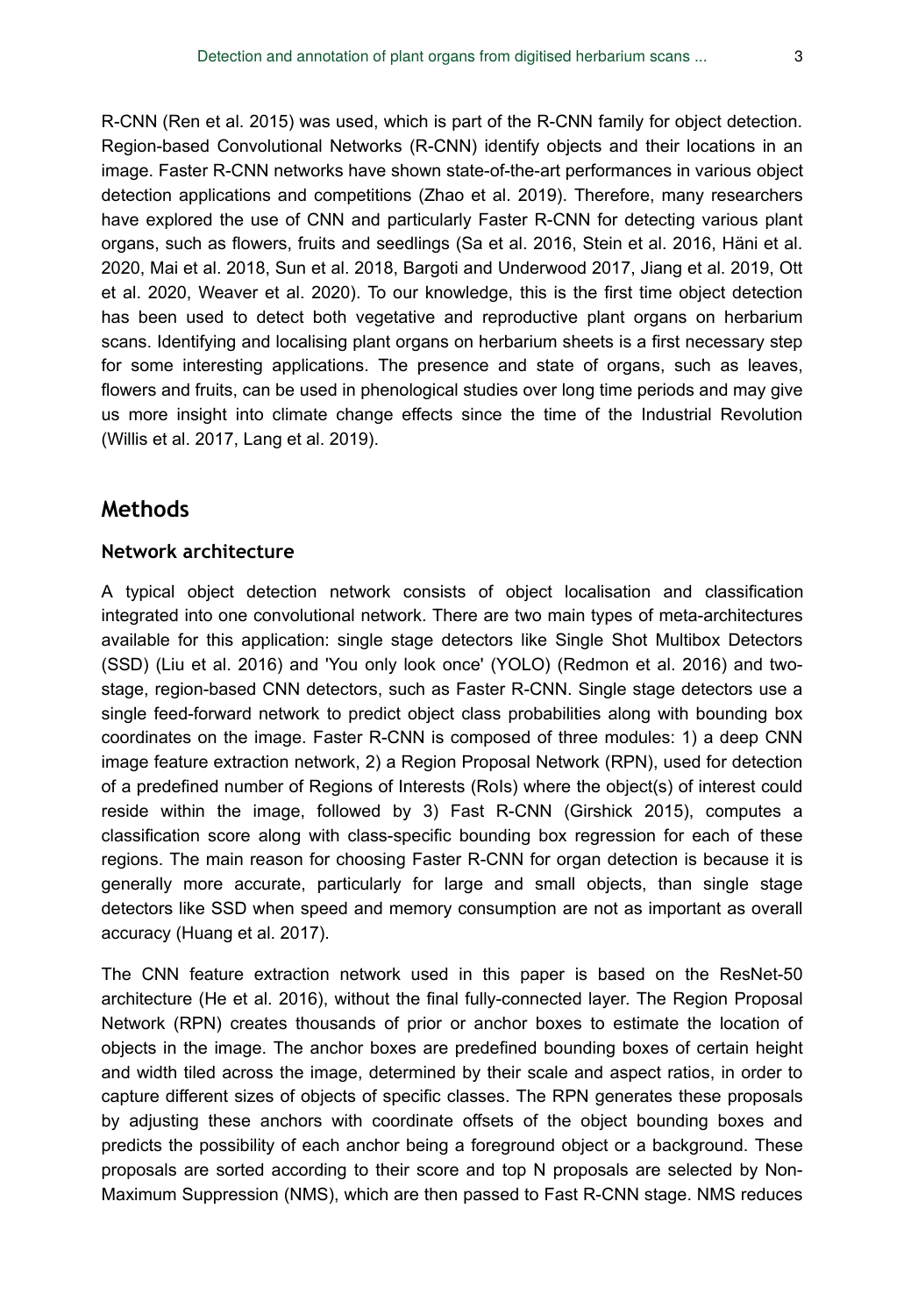R-CNN (Ren et al. 2015) was used, which is part of the R-CNN family for object detection. Region-based Convolutional Networks (R-CNN) identify objects and their locations in an image. Faster R-CNN networks have shown state-of-the-art performances in various object detection applications and competitions (Zhao et al. 2019). Therefore, many researchers have explored the use of CNN and particularly Faster R-CNN for detecting various plant organs, such as flowers, fruits and seedlings (Sa et al. 2016, Stein et al. 2016, Häni et al. 2020, Mai et al. 2018, Sun et al. 2018, Bargoti and Underwood 2017, Jiang et al. 2019, Ott et al. 2020, Weaver et al. 2020). To our knowledge, this is the first time object detection has been used to detect both vegetative and reproductive plant organs on herbarium scans. Identifying and localising plant organs on herbarium sheets is a first necessary step for some interesting applications. The presence and state of organs, such as leaves, flowers and fruits, can be used in phenological studies over long time periods and may give us more insight into climate change effects since the time of the Industrial Revolution (Willis et al. 2017, Lang et al. 2019).

## Methods

### Network architecture

A typical object detection network consists of object localisation and classification integrated into one convolutional network. There are two main types of meta-architectures available for this application: single stage detectors like Single Shot Multibox Detectors (SSD) (Liu et al. 2016) and 'You only look once' (YOLO) (Redmon et al. 2016) and two-stage, region-based CNN detectors, such as Faster R-CNN. Single stage detectors use a single feed-forward network to predict object class probabilities along with bounding box coordinates on the image. Faster R-CNN is composed of three modules: 1) a deep CNN image feature extraction network, 2) a Region Proposal Network (RPN), used for detection of a predefined number of Regions of Interests (RoIs) where the object(s) of interest could reside within the image, followed by 3) Fast R-CNN (Girshick 2015), computes a classification score along with class-specific bounding box regression for each of these regions. The main reason for choosing Faster R-CNN for organ detection is because it is generally more accurate, particularly for large and small objects, than single stage detectors like SSD when speed and memory consumption are not as important as overall accuracy (Huang et al. 2017).

The CNN feature extraction network used in this paper is based on the ResNet-50 architecture (He et al. 2016), without the final fully-connected layer. The Region Proposal Network (RPN) creates thousands of prior or anchor boxes to estimate the location of objects in the image. The anchor boxes are predefined bounding boxes of certain height and width tiled across the image, determined by their scale and aspect ratios, in order to capture different sizes of objects of specific classes. The RPN generates these proposals by adjusting these anchors with coordinate offsets of the object bounding boxes and predicts the possibility of each anchor being a foreground object or a background. These proposals are sorted according to their score and top N proposals are selected by Non-Maximum Suppression (NMS), which are then passed to Fast R-CNN stage. NMS reduces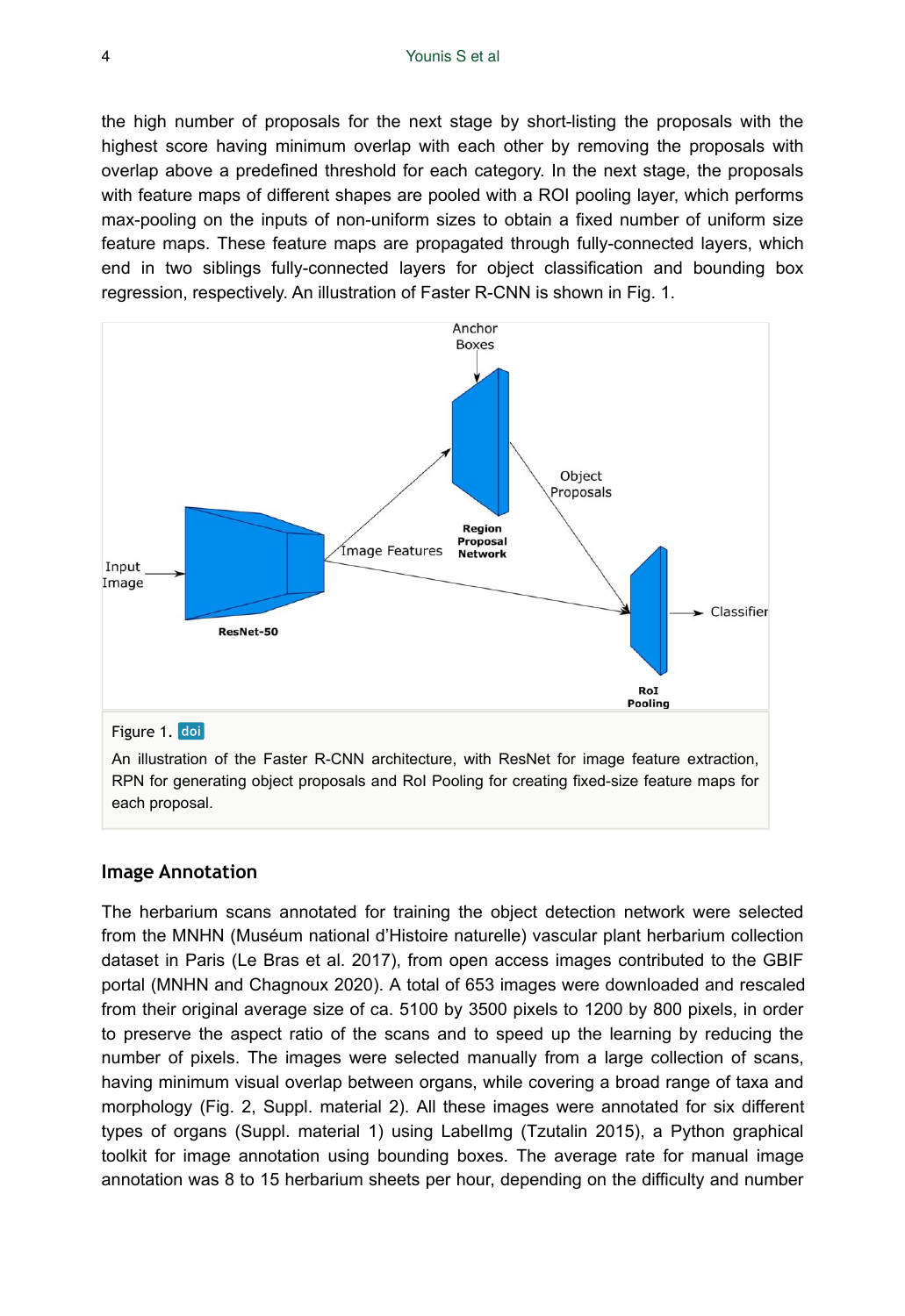the high number of proposals for the next stage by short-listing the proposals with the highest score having minimum overlap with each other by removing the proposals with overlap above a predefined threshold for each category. In the next stage, the proposals with feature maps of different shapes are pooled with a ROI pooling layer, which performs max-pooling on the inputs of non-uniform sizes to obtain a fixed number of uniform size feature maps. These feature maps are propagated through fully-connected layers, which end in two siblings fully-connected layers for object classification and bounding box regression, respectively. An illustration of Faster R-CNN is shown in Fig. 1.

Figure 1. doi

An illustration of the Faster R-CNN architecture, with ResNet for image feature extraction, RPN for generating object proposals and RoI Pooling for creating fixed-size feature maps for each proposal.

## Image Annotation

The herbarium scans annotated for training the object detection network were selected from the MNHN (Muséum national d'Histoire naturelle) vascular plant herbarium collection dataset in Paris (Le Bras et al. 2017), from open access images contributed to the GBIF portal (MNHN and Chagnoux 2020). A total of 653 images were downloaded and rescaled from their original average size of ca. 5100 by 3500 pixels to 1200 by 800 pixels, in order to preserve the aspect ratio of the scans and to speed up the learning by reducing the number of pixels. The images were selected manually from a large collection of scans, having minimum visual overlap between organs, while covering a broad range of taxa and morphology (Fig. 2, Suppl. material 2). All these images were annotated for six different types of organs (Suppl. material 1) using LabelImg (Tzutalin 2015), a Python graphical toolkit for image annotation using bounding boxes. The average rate for manual image annotation was 8 to 15 herbarium sheets per hour, depending on the difficulty and number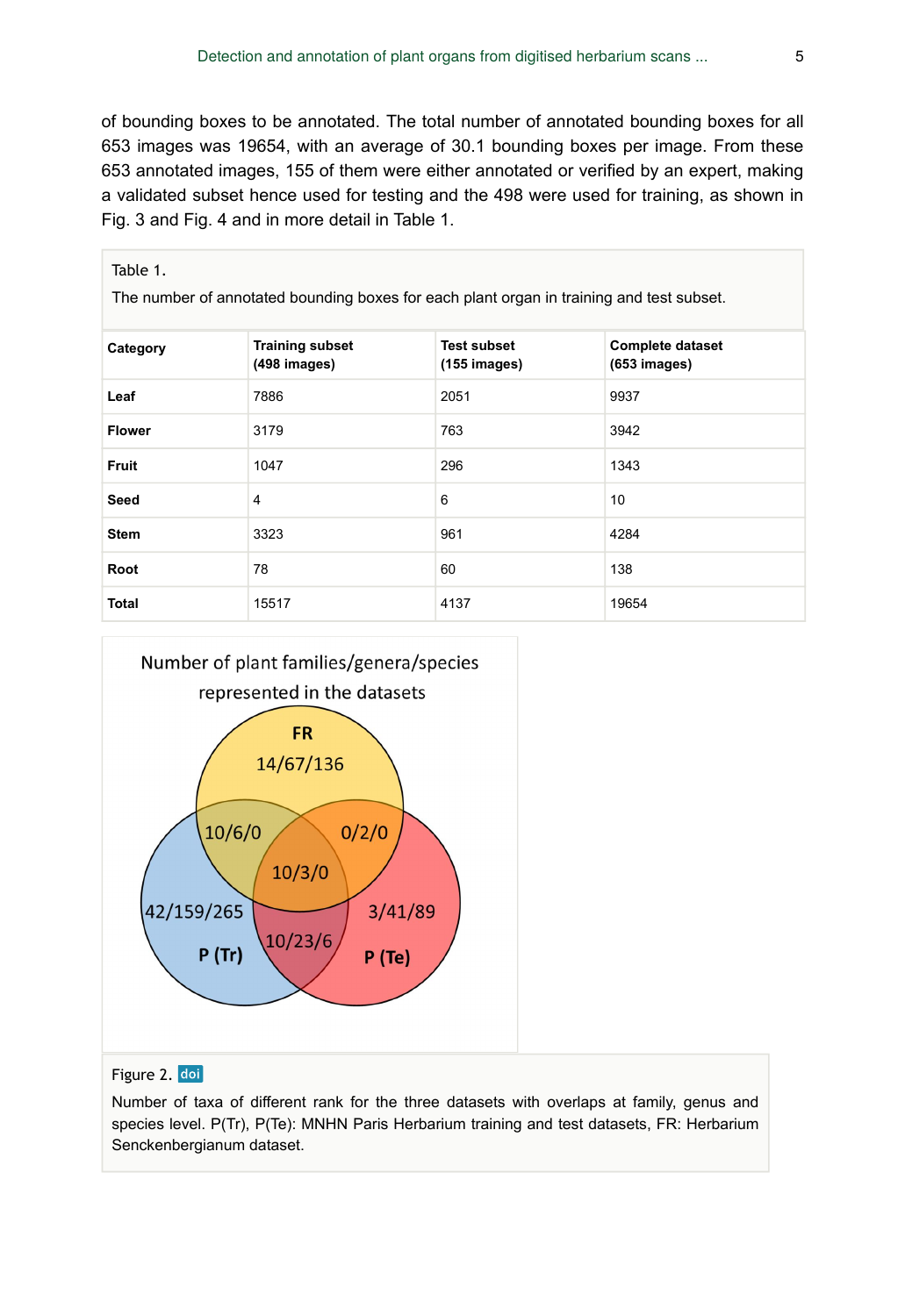of bounding boxes to be annotated. The total number of annotated bounding boxes for all 653 images was 19654, with an average of 30.1 bounding boxes per image. From these 653 annotated images, 155 of them were either annotated or verified by an expert, making a validated subset hence used for testing and the 498 were used for training, as shown in Fig. 3 and Fig. 4 and in more detail in Table 1.

Table 1.

The number of annotated bounding boxes for each plant organ in training and test subset.

| Category | Training subset (498 images) | Test subset (155 images) | Complete dataset (653 images) |
| --- | --- | --- | --- |
| **Leaf** | 7886 | 2051 | 9937 |
| **Flower** | 3179 | 763 | 3942 |
| **Fruit** | 1047 | 296 | 1343 |
| **Seed** | 4 | 6 | 10 |
| **Stem** | 3323 | 961 | 4284 |
| **Root** | 78 | 60 | 138 |
| **Total** | 15517 | 4137 | 19654 |

Number of plant families/genera/species represented in the datasets

- FR: 14/67/136
- P (Tr): 42/159/265
- P (Te): 3/41/89
- FR ∩ P (Tr): 10/6/0
- FR ∩ P (Te): 0/2/0
- P (Tr) ∩ P (Te): 10/23/6
- FR ∩ P (Tr) ∩ P (Te): 10/3/0

Figure 2. doi

Number of taxa of different rank for the three datasets with overlaps at family, genus and species level. P(Tr), P(Te): MNHN Paris Herbarium training and test datasets, FR: Herbarium Senckenbergianum dataset.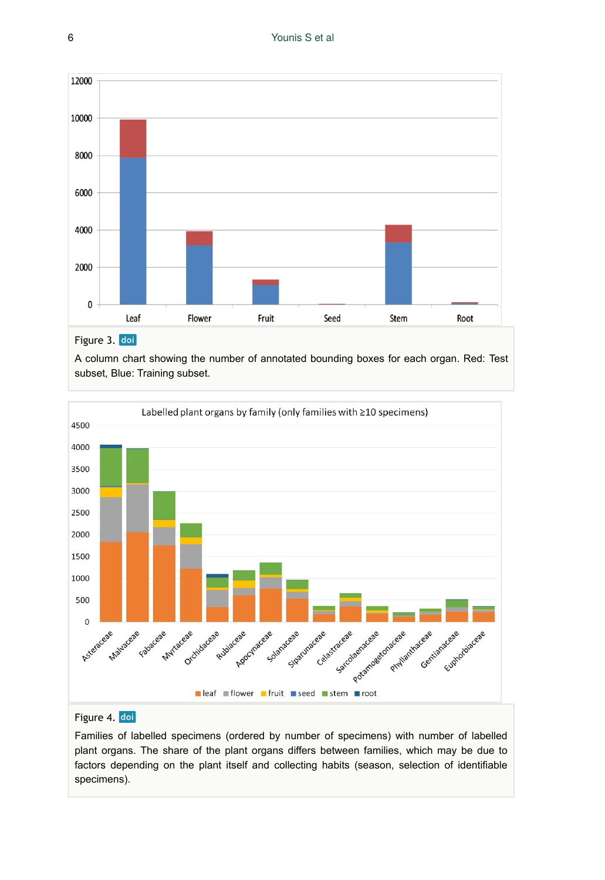Figure 3. doi

A column chart showing the number of annotated bounding boxes for each organ. Red: Test subset, Blue: Training subset.

Figure 4. doi

Families of labelled specimens (ordered by number of specimens) with number of labelled plant organs. The share of the plant organs differs between families, which may be due to factors depending on the plant itself and collecting habits (season, selection of identifiable specimens).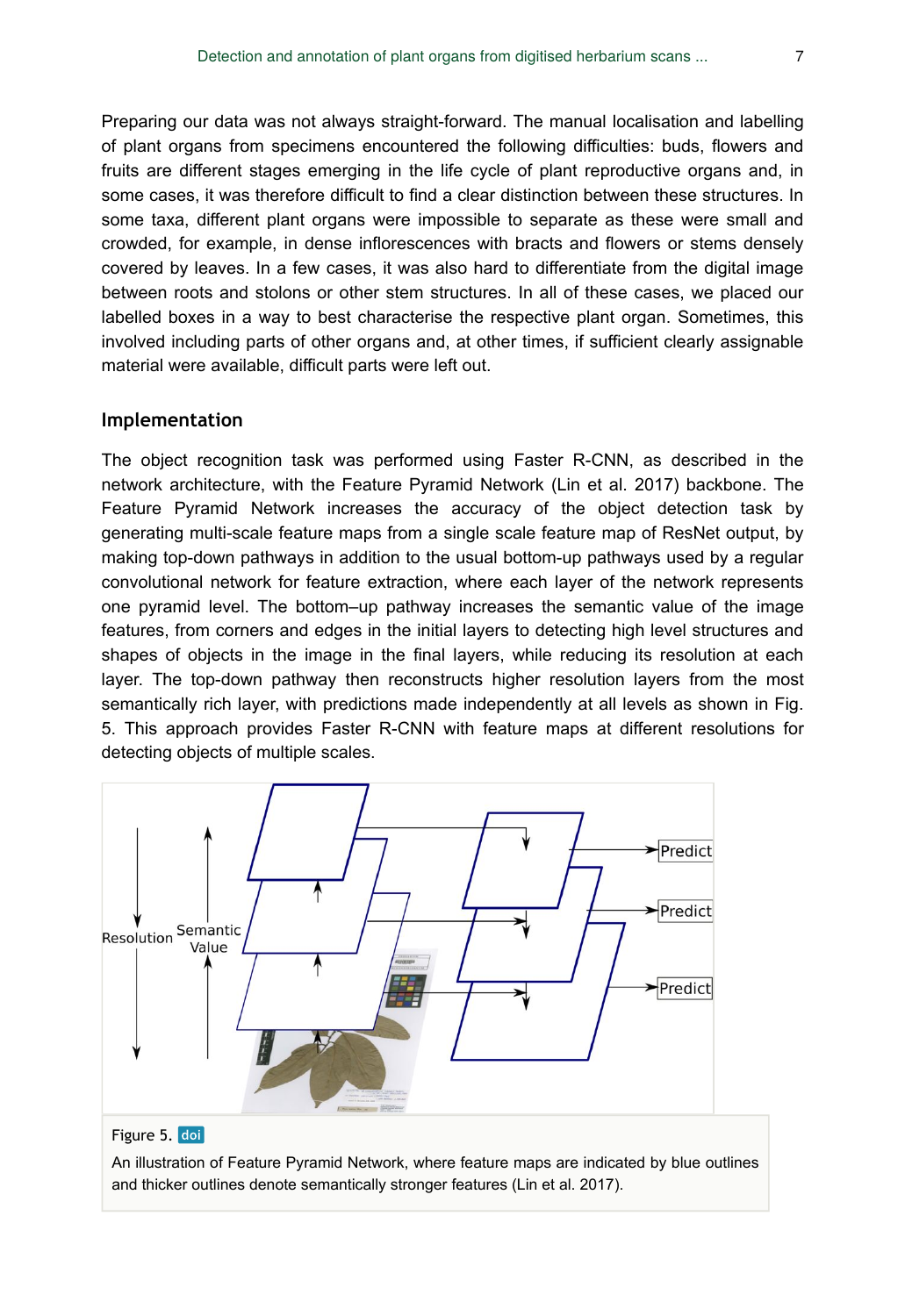Preparing our data was not always straight-forward. The manual localisation and labelling of plant organs from specimens encountered the following difficulties: buds, flowers and fruits are different stages emerging in the life cycle of plant reproductive organs and, in some cases, it was therefore difficult to find a clear distinction between these structures. In some taxa, different plant organs were impossible to separate as these were small and crowded, for example, in dense inflorescences with bracts and flowers or stems densely covered by leaves. In a few cases, it was also hard to differentiate from the digital image between roots and stolons or other stem structures. In all of these cases, we placed our labelled boxes in a way to best characterise the respective plant organ. Sometimes, this involved including parts of other organs and, at other times, if sufficient clearly assignable material were available, difficult parts were left out.

## Implementation

The object recognition task was performed using Faster R-CNN, as described in the network architecture, with the Feature Pyramid Network (Lin et al. 2017) backbone. The Feature Pyramid Network increases the accuracy of the object detection task by generating multi-scale feature maps from a single scale feature map of ResNet output, by making top-down pathways in addition to the usual bottom-up pathways used by a regular convolutional network for feature extraction, where each layer of the network represents one pyramid level. The bottom–up pathway increases the semantic value of the image features, from corners and edges in the initial layers to detecting high level structures and shapes of objects in the image in the final layers, while reducing its resolution at each layer. The top-down pathway then reconstructs higher resolution layers from the most semantically rich layer, with predictions made independently at all levels as shown in Fig. 5. This approach provides Faster R-CNN with feature maps at different resolutions for detecting objects of multiple scales.

Figure 5. doi

An illustration of Feature Pyramid Network, where feature maps are indicated by blue outlines and thicker outlines denote semantically stronger features (Lin et al. 2017).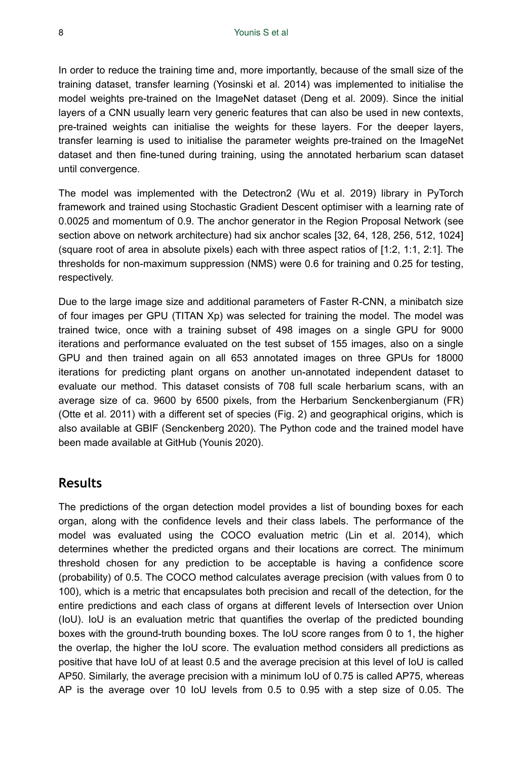In order to reduce the training time and, more importantly, because of the small size of the training dataset, transfer learning (Yosinski et al. 2014) was implemented to initialise the model weights pre-trained on the ImageNet dataset (Deng et al. 2009). Since the initial layers of a CNN usually learn very generic features that can also be used in new contexts, pre-trained weights can initialise the weights for these layers. For the deeper layers, transfer learning is used to initialise the parameter weights pre-trained on the ImageNet dataset and then fine-tuned during training, using the annotated herbarium scan dataset until convergence.

The model was implemented with the Detectron2 (Wu et al. 2019) library in PyTorch framework and trained using Stochastic Gradient Descent optimiser with a learning rate of 0.0025 and momentum of 0.9. The anchor generator in the Region Proposal Network (see section above on network architecture) had six anchor scales [32, 64, 128, 256, 512, 1024] (square root of area in absolute pixels) each with three aspect ratios of [1:2, 1:1, 2:1]. The thresholds for non-maximum suppression (NMS) were 0.6 for training and 0.25 for testing, respectively.

Due to the large image size and additional parameters of Faster R-CNN, a minibatch size of four images per GPU (TITAN Xp) was selected for training the model. The model was trained twice, once with a training subset of 498 images on a single GPU for 9000 iterations and performance evaluated on the test subset of 155 images, also on a single GPU and then trained again on all 653 annotated images on three GPUs for 18000 iterations for predicting plant organs on another un-annotated independent dataset to evaluate our method. This dataset consists of 708 full scale herbarium scans, with an average size of ca. 9600 by 6500 pixels, from the Herbarium Senckenbergianum (FR) (Otte et al. 2011) with a different set of species (Fig. 2) and geographical origins, which is also available at GBIF (Senckenberg 2020). The Python code and the trained model have been made available at GitHub (Younis 2020).

## Results

The predictions of the organ detection model provides a list of bounding boxes for each organ, along with the confidence levels and their class labels. The performance of the model was evaluated using the COCO evaluation metric (Lin et al. 2014), which determines whether the predicted organs and their locations are correct. The minimum threshold chosen for any prediction to be acceptable is having a confidence score (probability) of 0.5. The COCO method calculates average precision (with values from 0 to 100), which is a metric that encapsulates both precision and recall of the detection, for the entire predictions and each class of organs at different levels of Intersection over Union (IoU). IoU is an evaluation metric that quantifies the overlap of the predicted bounding boxes with the ground-truth bounding boxes. The IoU score ranges from 0 to 1, the higher the overlap, the higher the IoU score. The evaluation method considers all predictions as positive that have IoU of at least 0.5 and the average precision at this level of IoU is called AP50. Similarly, the average precision with a minimum IoU of 0.75 is called AP75, whereas AP is the average over 10 IoU levels from 0.5 to 0.95 with a step size of 0.05. The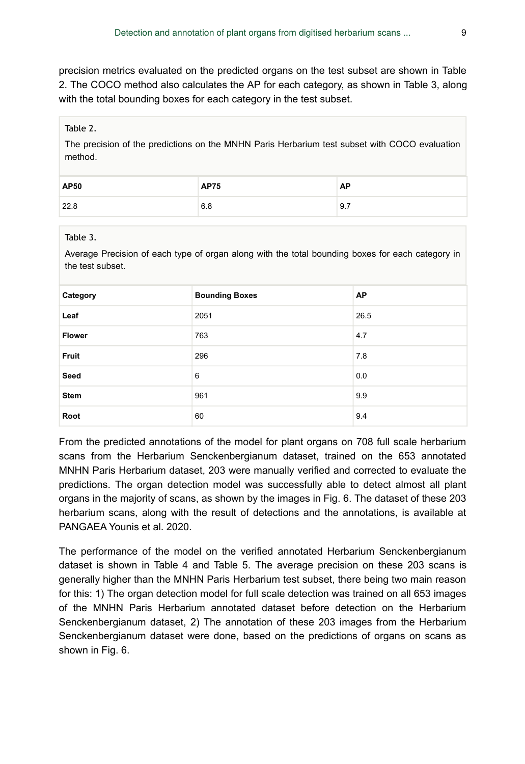precision metrics evaluated on the predicted organs on the test subset are shown in Table 2. The COCO method also calculates the AP for each category, as shown in Table 3, along with the total bounding boxes for each category in the test subset.

Table 2.

The precision of the predictions on the MNHN Paris Herbarium test subset with COCO evaluation method.

| AP50 | AP75 | AP |
|---|---|---|
| 22.8 | 6.8 | 9.7 |

Table 3.

Average Precision of each type of organ along with the total bounding boxes for each category in the test subset.

| Category | Bounding Boxes | AP |
|---|---|---|
| **Leaf** | 2051 | 26.5 |
| **Flower** | 763 | 4.7 |
| **Fruit** | 296 | 7.8 |
| **Seed** | 6 | 0.0 |
| **Stem** | 961 | 9.9 |
| **Root** | 60 | 9.4 |

From the predicted annotations of the model for plant organs on 708 full scale herbarium scans from the Herbarium Senckenbergianum dataset, trained on the 653 annotated MNHN Paris Herbarium dataset, 203 were manually verified and corrected to evaluate the predictions. The organ detection model was successfully able to detect almost all plant organs in the majority of scans, as shown by the images in Fig. 6. The dataset of these 203 herbarium scans, along with the result of detections and the annotations, is available at PANGAEA Younis et al. 2020.

The performance of the model on the verified annotated Herbarium Senckenbergianum dataset is shown in Table 4 and Table 5. The average precision on these 203 scans is generally higher than the MNHN Paris Herbarium test subset, there being two main reason for this: 1) The organ detection model for full scale detection was trained on all 653 images of the MNHN Paris Herbarium annotated dataset before detection on the Herbarium Senckenbergianum dataset, 2) The annotation of these 203 images from the Herbarium Senckenbergianum dataset were done, based on the predictions of organs on scans as shown in Fig. 6.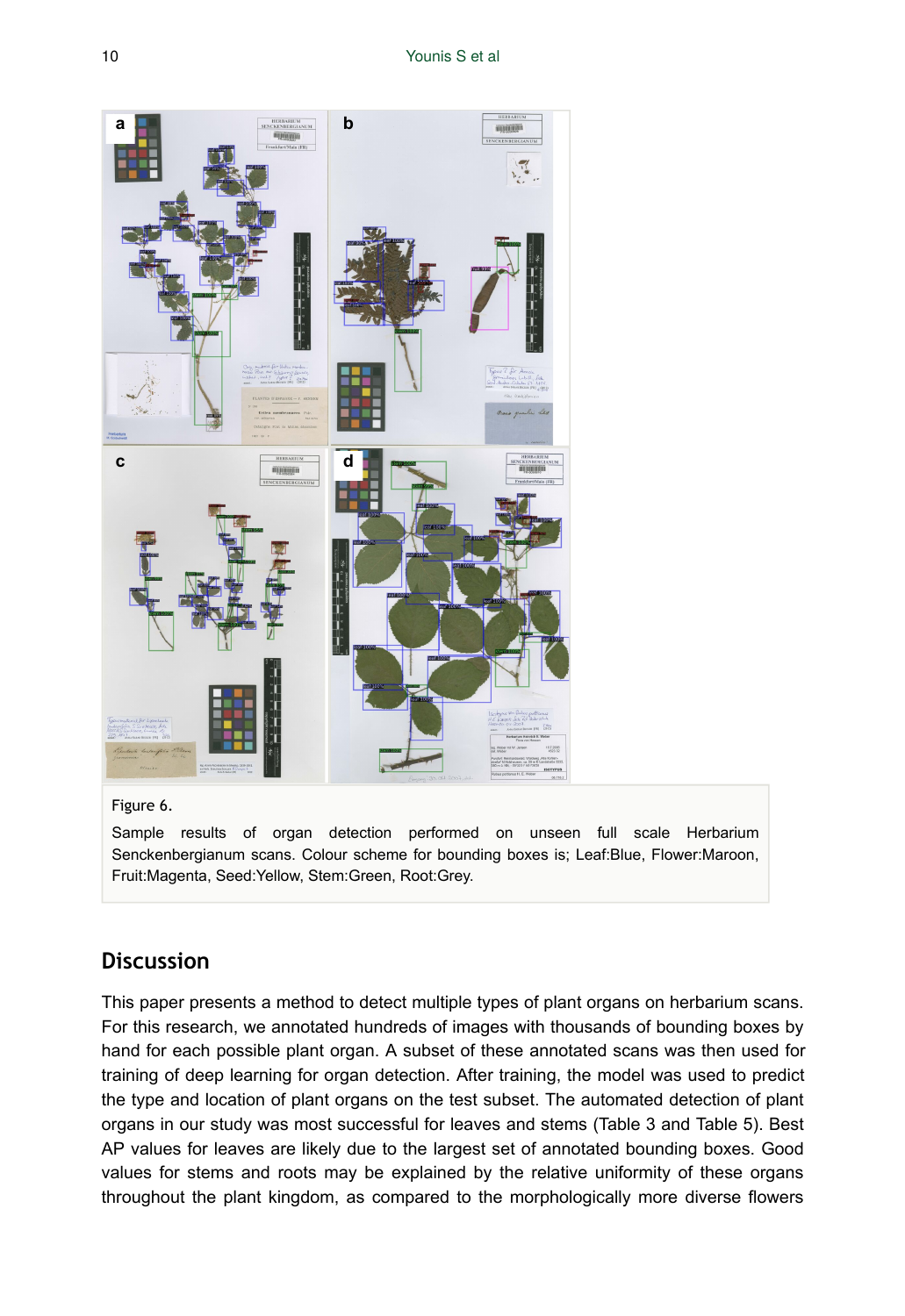Figure 6.

Sample results of organ detection performed on unseen full scale Herbarium Senckenbergianum scans. Colour scheme for bounding boxes is; Leaf:Blue, Flower:Maroon, Fruit:Magenta, Seed:Yellow, Stem:Green, Root:Grey.

## Discussion

This paper presents a method to detect multiple types of plant organs on herbarium scans. For this research, we annotated hundreds of images with thousands of bounding boxes by hand for each possible plant organ. A subset of these annotated scans was then used for training of deep learning for organ detection. After training, the model was used to predict the type and location of plant organs on the test subset. The automated detection of plant organs in our study was most successful for leaves and stems (Table 3 and Table 5). Best AP values for leaves are likely due to the largest set of annotated bounding boxes. Good values for stems and roots may be explained by the relative uniformity of these organs throughout the plant kingdom, as compared to the morphologically more diverse flowers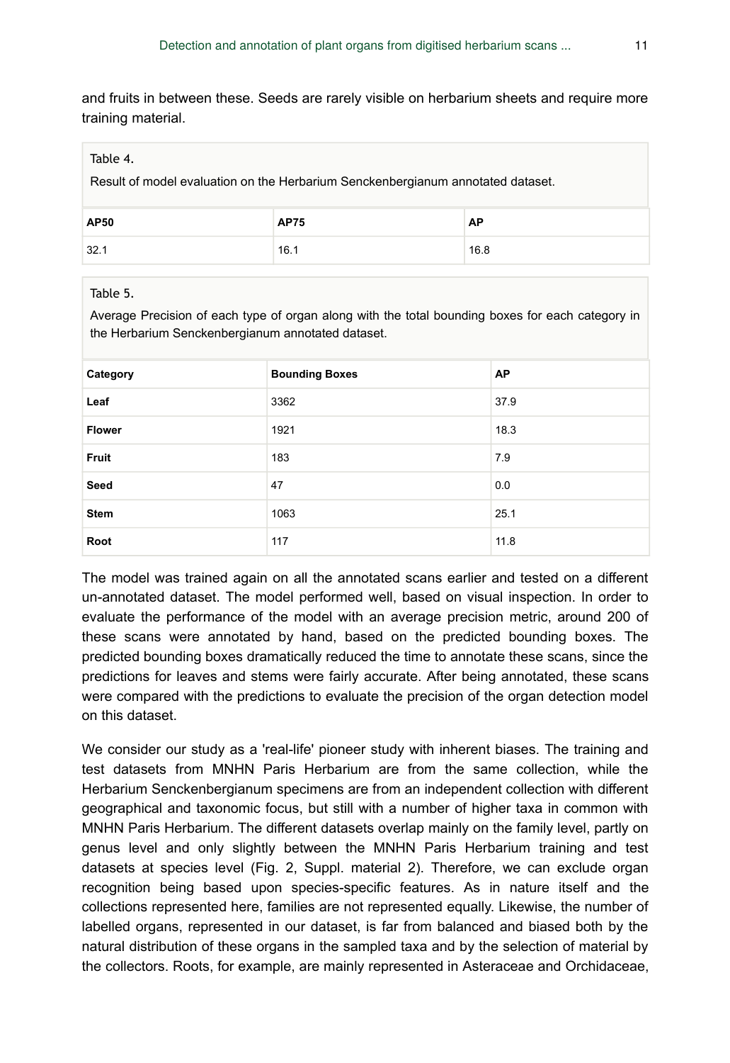and fruits in between these. Seeds are rarely visible on herbarium sheets and require more training material.

Table 4.

Result of model evaluation on the Herbarium Senckenbergianum annotated dataset.

| AP50 | AP75 | AP |
| --- | --- | --- |
| 32.1 | 16.1 | 16.8 |

Table 5.

Average Precision of each type of organ along with the total bounding boxes for each category in the Herbarium Senckenbergianum annotated dataset.

| Category | Bounding Boxes | AP |
| --- | --- | --- |
| **Leaf** | 3362 | 37.9 |
| **Flower** | 1921 | 18.3 |
| **Fruit** | 183 | 7.9 |
| **Seed** | 47 | 0.0 |
| **Stem** | 1063 | 25.1 |
| **Root** | 117 | 11.8 |

The model was trained again on all the annotated scans earlier and tested on a different un-annotated dataset. The model performed well, based on visual inspection. In order to evaluate the performance of the model with an average precision metric, around 200 of these scans were annotated by hand, based on the predicted bounding boxes. The predicted bounding boxes dramatically reduced the time to annotate these scans, since the predictions for leaves and stems were fairly accurate. After being annotated, these scans were compared with the predictions to evaluate the precision of the organ detection model on this dataset.

We consider our study as a 'real-life' pioneer study with inherent biases. The training and test datasets from MNHN Paris Herbarium are from the same collection, while the Herbarium Senckenbergianum specimens are from an independent collection with different geographical and taxonomic focus, but still with a number of higher taxa in common with MNHN Paris Herbarium. The different datasets overlap mainly on the family level, partly on genus level and only slightly between the MNHN Paris Herbarium training and test datasets at species level (Fig. 2, Suppl. material 2). Therefore, we can exclude organ recognition being based upon species-specific features. As in nature itself and the collections represented here, families are not represented equally. Likewise, the number of labelled organs, represented in our dataset, is far from balanced and biased both by the natural distribution of these organs in the sampled taxa and by the selection of material by the collectors. Roots, for example, are mainly represented in Asteraceae and Orchidaceae,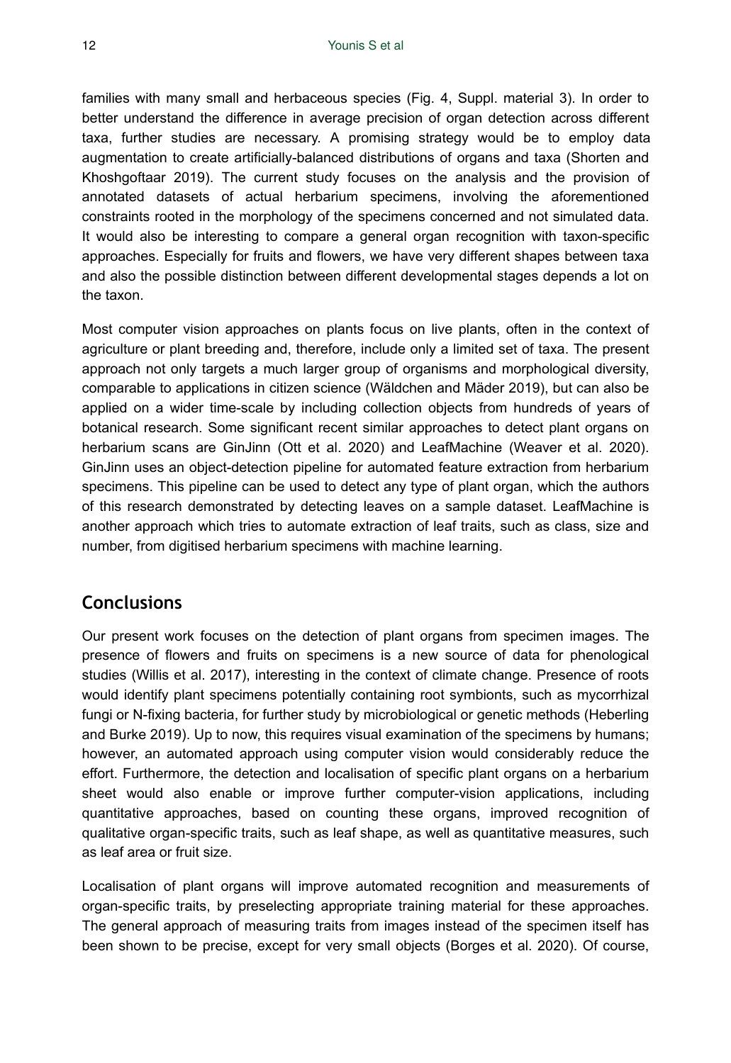families with many small and herbaceous species (Fig. 4, Suppl. material 3). In order to better understand the difference in average precision of organ detection across different taxa, further studies are necessary. A promising strategy would be to employ data augmentation to create artificially-balanced distributions of organs and taxa (Shorten and Khoshgoftaar 2019). The current study focuses on the analysis and the provision of annotated datasets of actual herbarium specimens, involving the aforementioned constraints rooted in the morphology of the specimens concerned and not simulated data. It would also be interesting to compare a general organ recognition with taxon-specific approaches. Especially for fruits and flowers, we have very different shapes between taxa and also the possible distinction between different developmental stages depends a lot on the taxon.

Most computer vision approaches on plants focus on live plants, often in the context of agriculture or plant breeding and, therefore, include only a limited set of taxa. The present approach not only targets a much larger group of organisms and morphological diversity, comparable to applications in citizen science (Wäldchen and Mäder 2019), but can also be applied on a wider time-scale by including collection objects from hundreds of years of botanical research. Some significant recent similar approaches to detect plant organs on herbarium scans are GinJinn (Ott et al. 2020) and LeafMachine (Weaver et al. 2020). GinJinn uses an object-detection pipeline for automated feature extraction from herbarium specimens. This pipeline can be used to detect any type of plant organ, which the authors of this research demonstrated by detecting leaves on a sample dataset. LeafMachine is another approach which tries to automate extraction of leaf traits, such as class, size and number, from digitised herbarium specimens with machine learning.

## Conclusions

Our present work focuses on the detection of plant organs from specimen images. The presence of flowers and fruits on specimens is a new source of data for phenological studies (Willis et al. 2017), interesting in the context of climate change. Presence of roots would identify plant specimens potentially containing root symbionts, such as mycorrhizal fungi or N-fixing bacteria, for further study by microbiological or genetic methods (Heberling and Burke 2019). Up to now, this requires visual examination of the specimens by humans; however, an automated approach using computer vision would considerably reduce the effort. Furthermore, the detection and localisation of specific plant organs on a herbarium sheet would also enable or improve further computer-vision applications, including quantitative approaches, based on counting these organs, improved recognition of qualitative organ-specific traits, such as leaf shape, as well as quantitative measures, such as leaf area or fruit size.

Localisation of plant organs will improve automated recognition and measurements of organ-specific traits, by preselecting appropriate training material for these approaches. The general approach of measuring traits from images instead of the specimen itself has been shown to be precise, except for very small objects (Borges et al. 2020). Of course,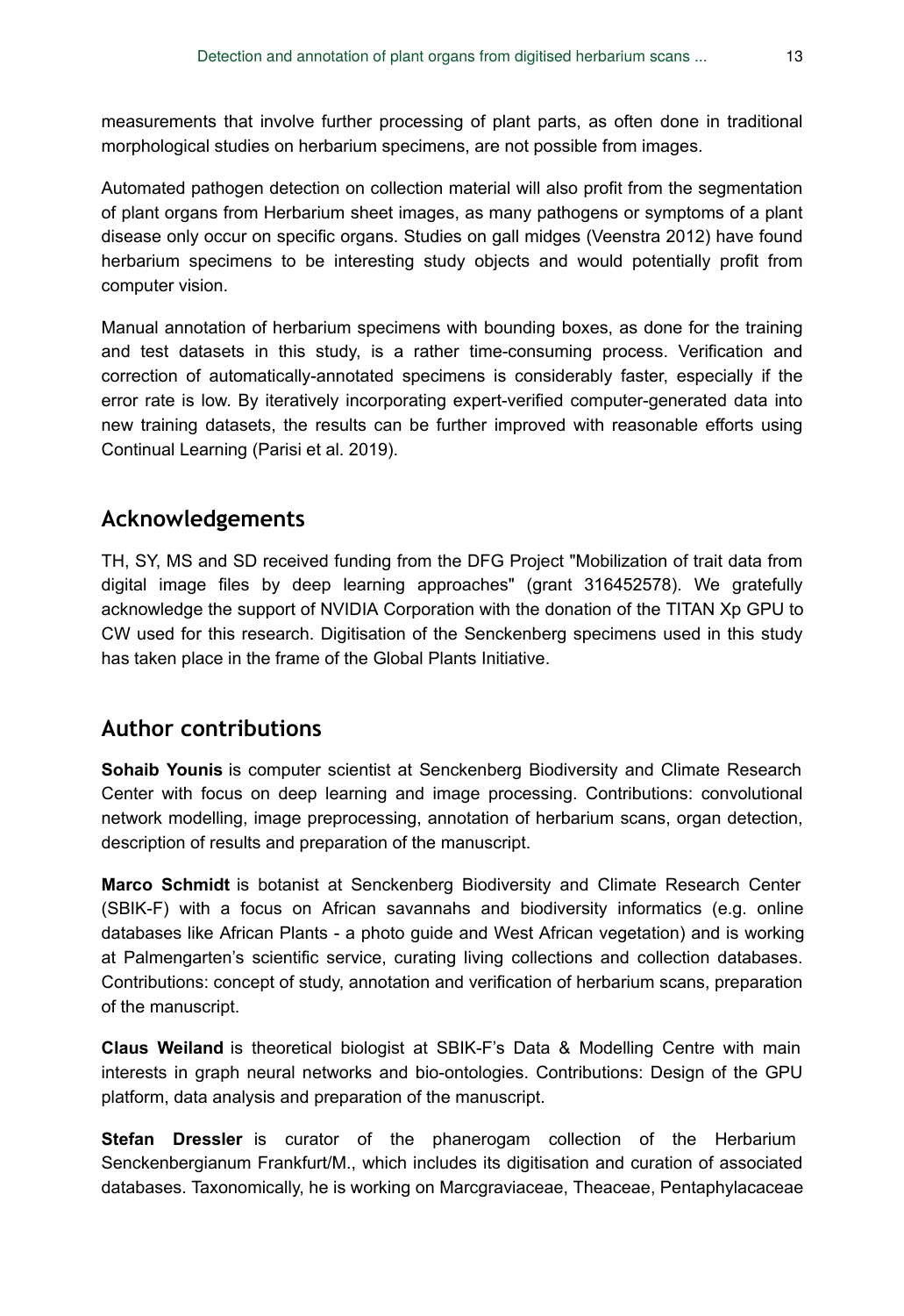measurements that involve further processing of plant parts, as often done in traditional morphological studies on herbarium specimens, are not possible from images.

Automated pathogen detection on collection material will also profit from the segmentation of plant organs from Herbarium sheet images, as many pathogens or symptoms of a plant disease only occur on specific organs. Studies on gall midges (Veenstra 2012) have found herbarium specimens to be interesting study objects and would potentially profit from computer vision.

Manual annotation of herbarium specimens with bounding boxes, as done for the training and test datasets in this study, is a rather time-consuming process. Verification and correction of automatically-annotated specimens is considerably faster, especially if the error rate is low. By iteratively incorporating expert-verified computer-generated data into new training datasets, the results can be further improved with reasonable efforts using Continual Learning (Parisi et al. 2019).

## Acknowledgements

TH, SY, MS and SD received funding from the DFG Project "Mobilization of trait data from digital image files by deep learning approaches" (grant 316452578). We gratefully acknowledge the support of NVIDIA Corporation with the donation of the TITAN Xp GPU to CW used for this research. Digitisation of the Senckenberg specimens used in this study has taken place in the frame of the Global Plants Initiative.

## Author contributions

**Sohaib Younis** is computer scientist at Senckenberg Biodiversity and Climate Research Center with focus on deep learning and image processing. Contributions: convolutional network modelling, image preprocessing, annotation of herbarium scans, organ detection, description of results and preparation of the manuscript.

**Marco Schmidt** is botanist at Senckenberg Biodiversity and Climate Research Center (SBIK-F) with a focus on African savannahs and biodiversity informatics (e.g. online databases like African Plants - a photo guide and West African vegetation) and is working at Palmengarten's scientific service, curating living collections and collection databases. Contributions: concept of study, annotation and verification of herbarium scans, preparation of the manuscript.

**Claus Weiland** is theoretical biologist at SBIK-F's Data & Modelling Centre with main interests in graph neural networks and bio-ontologies. Contributions: Design of the GPU platform, data analysis and preparation of the manuscript.

**Stefan Dressler** is curator of the phanerogam collection of the Herbarium Senckenbergianum Frankfurt/M., which includes its digitisation and curation of associated databases. Taxonomically, he is working on Marcgraviaceae, Theaceae, Pentaphylacaceae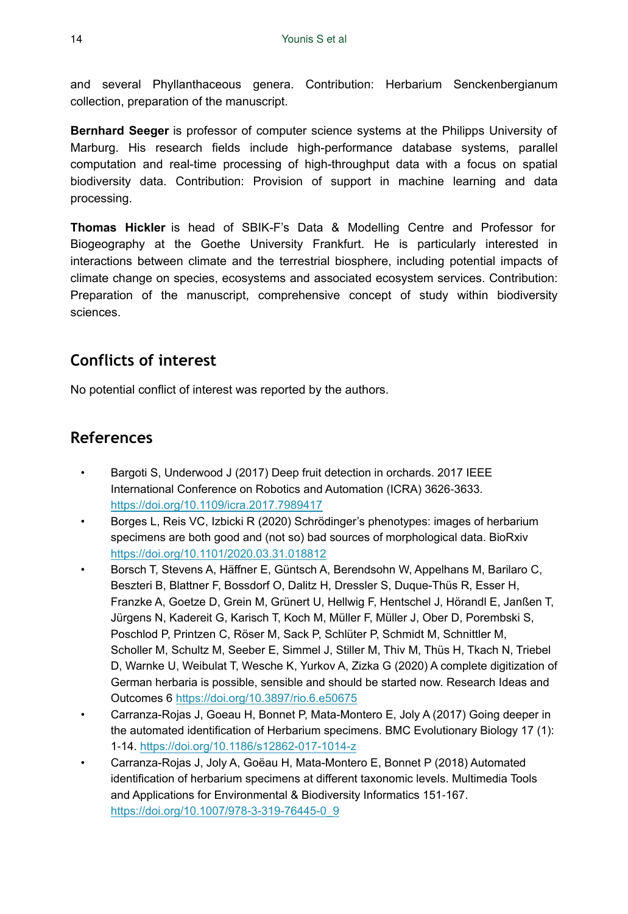and several Phyllanthaceous genera. Contribution: Herbarium Senckenbergianum collection, preparation of the manuscript.

**Bernhard Seeger** is professor of computer science systems at the Philipps University of Marburg. His research fields include high-performance database systems, parallel computation and real-time processing of high-throughput data with a focus on spatial biodiversity data. Contribution: Provision of support in machine learning and data processing.

**Thomas Hickler** is head of SBIK-F's Data & Modelling Centre and Professor for Biogeography at the Goethe University Frankfurt. He is particularly interested in interactions between climate and the terrestrial biosphere, including potential impacts of climate change on species, ecosystems and associated ecosystem services. Contribution: Preparation of the manuscript, comprehensive concept of study within biodiversity sciences.

## Conflicts of interest

No potential conflict of interest was reported by the authors.

## References

- Bargoti S, Underwood J (2017) Deep fruit detection in orchards. 2017 IEEE International Conference on Robotics and Automation (ICRA) 3626-3633. https://doi.org/10.1109/icra.2017.7989417
- Borges L, Reis VC, Izbicki R (2020) Schrödinger's phenotypes: images of herbarium specimens are both good and (not so) bad sources of morphological data. BioRxiv https://doi.org/10.1101/2020.03.31.018812
- Borsch T, Stevens A, Häffner E, Güntsch A, Berendsohn W, Appelhans M, Barilaro C, Beszteri B, Blattner F, Bossdorf O, Dalitz H, Dressler S, Duque-Thüs R, Esser H, Franzke A, Goetze D, Grein M, Grünert U, Hellwig F, Hentschel J, Hörandl E, Janßen T, Jürgens N, Kadereit G, Karisch T, Koch M, Müller F, Müller J, Ober D, Porembski S, Poschlod P, Printzen C, Röser M, Sack P, Schlüter P, Schmidt M, Schnittler M, Scholler M, Schultz M, Seeber E, Simmel J, Stiller M, Thiv M, Thüs H, Tkach N, Triebel D, Warnke U, Weibulat T, Wesche K, Yurkov A, Zizka G (2020) A complete digitization of German herbaria is possible, sensible and should be started now. Research Ideas and Outcomes 6 https://doi.org/10.3897/rio.6.e50675
- Carranza-Rojas J, Goeau H, Bonnet P, Mata-Montero E, Joly A (2017) Going deeper in the automated identification of Herbarium specimens. BMC Evolutionary Biology 17 (1): 1-14. https://doi.org/10.1186/s12862-017-1014-z
- Carranza-Rojas J, Joly A, Goëau H, Mata-Montero E, Bonnet P (2018) Automated identification of herbarium specimens at different taxonomic levels. Multimedia Tools and Applications for Environmental & Biodiversity Informatics 151-167. https://doi.org/10.1007/978-3-319-76445-0_9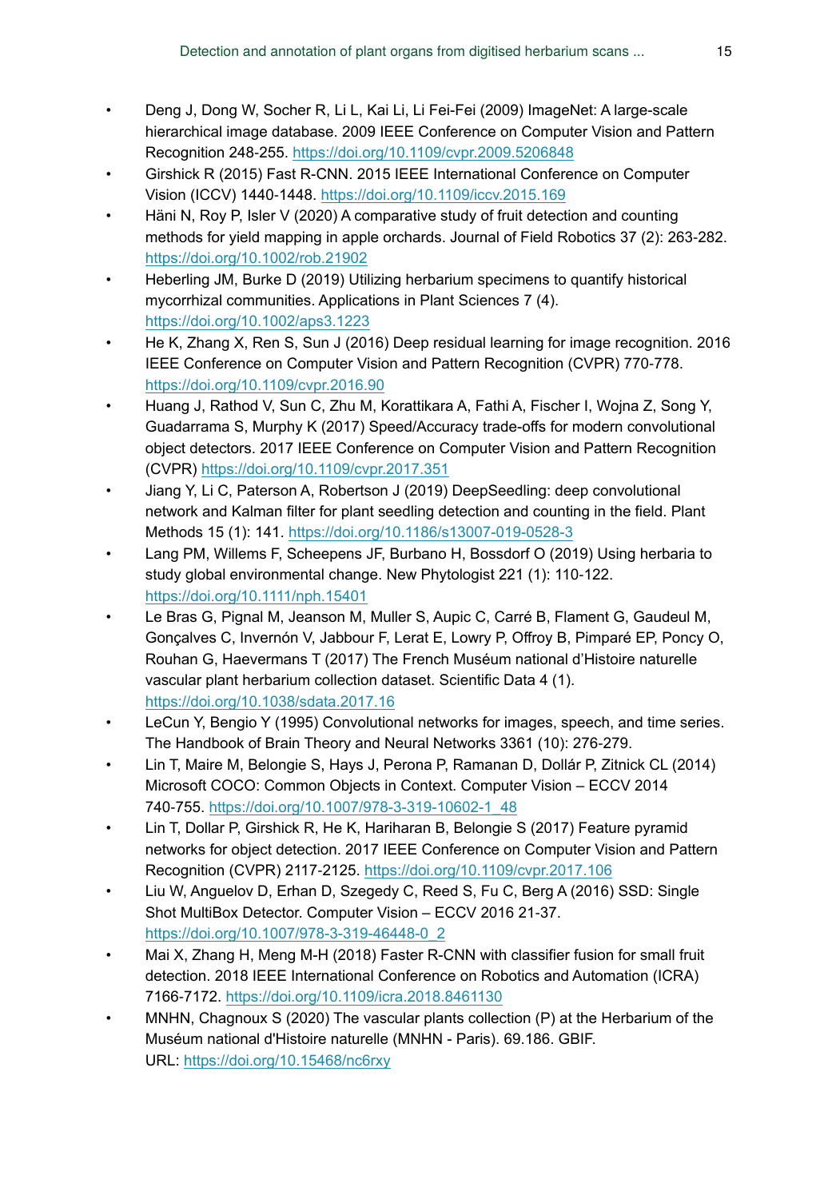- Deng J, Dong W, Socher R, Li L, Kai Li, Li Fei-Fei (2009) ImageNet: A large-scale hierarchical image database. 2009 IEEE Conference on Computer Vision and Pattern Recognition 248-255. https://doi.org/10.1109/cvpr.2009.5206848
- Girshick R (2015) Fast R-CNN. 2015 IEEE International Conference on Computer Vision (ICCV) 1440-1448. https://doi.org/10.1109/iccv.2015.169
- Häni N, Roy P, Isler V (2020) A comparative study of fruit detection and counting methods for yield mapping in apple orchards. Journal of Field Robotics 37 (2): 263-282. https://doi.org/10.1002/rob.21902
- Heberling JM, Burke D (2019) Utilizing herbarium specimens to quantify historical mycorrhizal communities. Applications in Plant Sciences 7 (4). https://doi.org/10.1002/aps3.1223
- He K, Zhang X, Ren S, Sun J (2016) Deep residual learning for image recognition. 2016 IEEE Conference on Computer Vision and Pattern Recognition (CVPR) 770-778. https://doi.org/10.1109/cvpr.2016.90
- Huang J, Rathod V, Sun C, Zhu M, Korattikara A, Fathi A, Fischer I, Wojna Z, Song Y, Guadarrama S, Murphy K (2017) Speed/Accuracy trade-offs for modern convolutional object detectors. 2017 IEEE Conference on Computer Vision and Pattern Recognition (CVPR) https://doi.org/10.1109/cvpr.2017.351
- Jiang Y, Li C, Paterson A, Robertson J (2019) DeepSeedling: deep convolutional network and Kalman filter for plant seedling detection and counting in the field. Plant Methods 15 (1): 141. https://doi.org/10.1186/s13007-019-0528-3
- Lang PM, Willems F, Scheepens JF, Burbano H, Bossdorf O (2019) Using herbaria to study global environmental change. New Phytologist 221 (1): 110-122. https://doi.org/10.1111/nph.15401
- Le Bras G, Pignal M, Jeanson M, Muller S, Aupic C, Carré B, Flament G, Gaudeul M, Gonçalves C, Invernón V, Jabbour F, Lerat E, Lowry P, Offroy B, Pimparé EP, Poncy O, Rouhan G, Haevermans T (2017) The French Muséum national d'Histoire naturelle vascular plant herbarium collection dataset. Scientific Data 4 (1). https://doi.org/10.1038/sdata.2017.16
- LeCun Y, Bengio Y (1995) Convolutional networks for images, speech, and time series. The Handbook of Brain Theory and Neural Networks 3361 (10): 276-279.
- Lin T, Maire M, Belongie S, Hays J, Perona P, Ramanan D, Dollár P, Zitnick CL (2014) Microsoft COCO: Common Objects in Context. Computer Vision – ECCV 2014 740-755. https://doi.org/10.1007/978-3-319-10602-1_48
- Lin T, Dollar P, Girshick R, He K, Hariharan B, Belongie S (2017) Feature pyramid networks for object detection. 2017 IEEE Conference on Computer Vision and Pattern Recognition (CVPR) 2117-2125. https://doi.org/10.1109/cvpr.2017.106
- Liu W, Anguelov D, Erhan D, Szegedy C, Reed S, Fu C, Berg A (2016) SSD: Single Shot MultiBox Detector. Computer Vision – ECCV 2016 21-37. https://doi.org/10.1007/978-3-319-46448-0_2
- Mai X, Zhang H, Meng M-H (2018) Faster R-CNN with classifier fusion for small fruit detection. 2018 IEEE International Conference on Robotics and Automation (ICRA) 7166-7172. https://doi.org/10.1109/icra.2018.8461130
- MNHN, Chagnoux S (2020) The vascular plants collection (P) at the Herbarium of the Muséum national d'Histoire naturelle (MNHN - Paris). 69.186. GBIF. URL: https://doi.org/10.15468/nc6rxy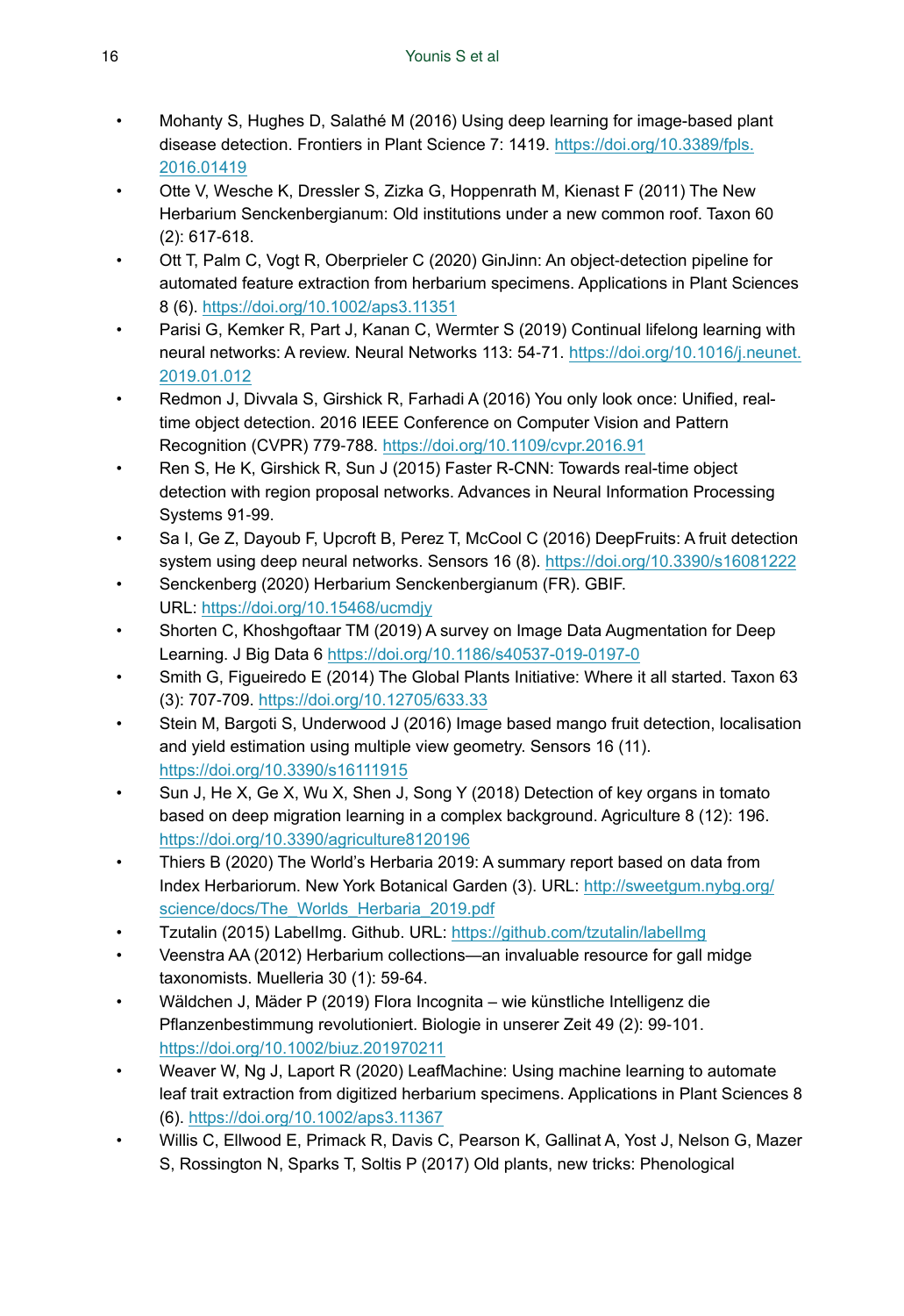- Mohanty S, Hughes D, Salathé M (2016) Using deep learning for image-based plant disease detection. Frontiers in Plant Science 7: 1419. https://doi.org/10.3389/fpls.2016.01419
- Otte V, Wesche K, Dressler S, Zizka G, Hoppenrath M, Kienast F (2011) The New Herbarium Senckenbergianum: Old institutions under a new common roof. Taxon 60 (2): 617‑618.
- Ott T, Palm C, Vogt R, Oberprieler C (2020) GinJinn: An object-detection pipeline for automated feature extraction from herbarium specimens. Applications in Plant Sciences 8 (6). https://doi.org/10.1002/aps3.11351
- Parisi G, Kemker R, Part J, Kanan C, Wermter S (2019) Continual lifelong learning with neural networks: A review. Neural Networks 113: 54‑71. https://doi.org/10.1016/j.neunet.2019.01.012
- Redmon J, Divvala S, Girshick R, Farhadi A (2016) You only look once: Unified, real-time object detection. 2016 IEEE Conference on Computer Vision and Pattern Recognition (CVPR) 779‑788. https://doi.org/10.1109/cvpr.2016.91
- Ren S, He K, Girshick R, Sun J (2015) Faster R-CNN: Towards real-time object detection with region proposal networks. Advances in Neural Information Processing Systems 91‑99.
- Sa I, Ge Z, Dayoub F, Upcroft B, Perez T, McCool C (2016) DeepFruits: A fruit detection system using deep neural networks. Sensors 16 (8). https://doi.org/10.3390/s16081222
- Senckenberg (2020) Herbarium Senckenbergianum (FR). GBIF. URL: https://doi.org/10.15468/ucmdjy
- Shorten C, Khoshgoftaar TM (2019) A survey on Image Data Augmentation for Deep Learning. J Big Data 6 https://doi.org/10.1186/s40537-019-0197-0
- Smith G, Figueiredo E (2014) The Global Plants Initiative: Where it all started. Taxon 63 (3): 707‑709. https://doi.org/10.12705/633.33
- Stein M, Bargoti S, Underwood J (2016) Image based mango fruit detection, localisation and yield estimation using multiple view geometry. Sensors 16 (11). https://doi.org/10.3390/s16111915
- Sun J, He X, Ge X, Wu X, Shen J, Song Y (2018) Detection of key organs in tomato based on deep migration learning in a complex background. Agriculture 8 (12): 196. https://doi.org/10.3390/agriculture8120196
- Thiers B (2020) The World's Herbaria 2019: A summary report based on data from Index Herbariorum. New York Botanical Garden (3). URL: http://sweetgum.nybg.org/science/docs/The_Worlds_Herbaria_2019.pdf
- Tzutalin (2015) LabelImg. Github. URL: https://github.com/tzutalin/labelImg
- Veenstra AA (2012) Herbarium collections—an invaluable resource for gall midge taxonomists. Muelleria 30 (1): 59‑64.
- Wäldchen J, Mäder P (2019) Flora Incognita – wie künstliche Intelligenz die Pflanzenbestimmung revolutioniert. Biologie in unserer Zeit 49 (2): 99‑101. https://doi.org/10.1002/biuz.201970211
- Weaver W, Ng J, Laport R (2020) LeafMachine: Using machine learning to automate leaf trait extraction from digitized herbarium specimens. Applications in Plant Sciences 8 (6). https://doi.org/10.1002/aps3.11367
- Willis C, Ellwood E, Primack R, Davis C, Pearson K, Gallinat A, Yost J, Nelson G, Mazer S, Rossington N, Sparks T, Soltis P (2017) Old plants, new tricks: Phenological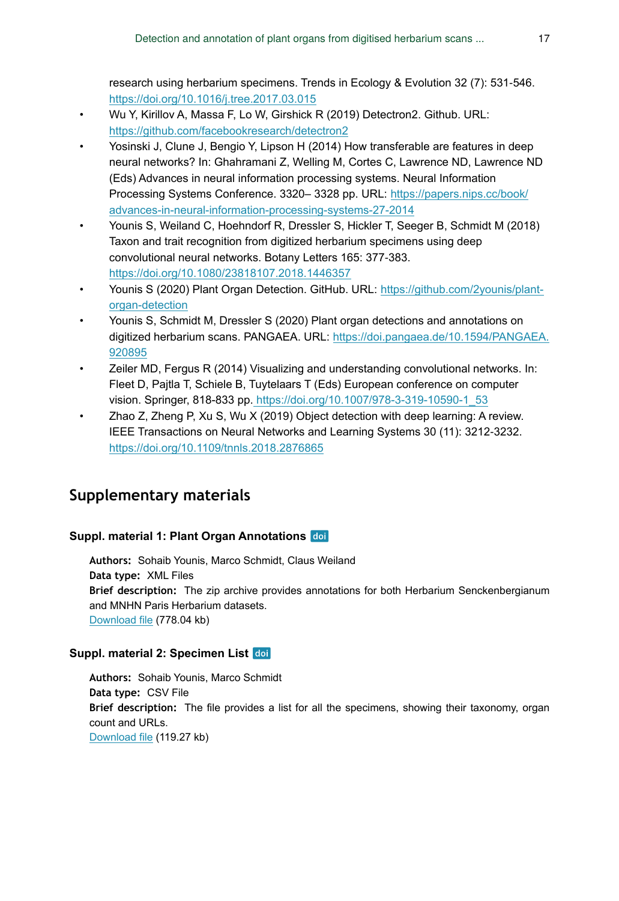research using herbarium specimens. Trends in Ecology & Evolution 32 (7): 531-546. https://doi.org/10.1016/j.tree.2017.03.015

- Wu Y, Kirillov A, Massa F, Lo W, Girshick R (2019) Detectron2. Github. URL: https://github.com/facebookresearch/detectron2
- Yosinski J, Clune J, Bengio Y, Lipson H (2014) How transferable are features in deep neural networks? In: Ghahramani Z, Welling M, Cortes C, Lawrence ND, Lawrence ND (Eds) Advances in neural information processing systems. Neural Information Processing Systems Conference. 3320– 3328 pp. URL: https://papers.nips.cc/book/advances-in-neural-information-processing-systems-27-2014
- Younis S, Weiland C, Hoehndorf R, Dressler S, Hickler T, Seeger B, Schmidt M (2018) Taxon and trait recognition from digitized herbarium specimens using deep convolutional neural networks. Botany Letters 165: 377-383. https://doi.org/10.1080/23818107.2018.1446357
- Younis S (2020) Plant Organ Detection. GitHub. URL: https://github.com/2younis/plant-organ-detection
- Younis S, Schmidt M, Dressler S (2020) Plant organ detections and annotations on digitized herbarium scans. PANGAEA. URL: https://doi.pangaea.de/10.1594/PANGAEA.920895
- Zeiler MD, Fergus R (2014) Visualizing and understanding convolutional networks. In: Fleet D, Pajtla T, Schiele B, Tuytelaars T (Eds) European conference on computer vision. Springer, 818-833 pp. https://doi.org/10.1007/978-3-319-10590-1_53
- Zhao Z, Zheng P, Xu S, Wu X (2019) Object detection with deep learning: A review. IEEE Transactions on Neural Networks and Learning Systems 30 (11): 3212-3232. https://doi.org/10.1109/tnnls.2018.2876865

## Supplementary materials

### Suppl. material 1: Plant Organ Annotations doi

**Authors:** Sohaib Younis, Marco Schmidt, Claus Weiland
**Data type:** XML Files
**Brief description:** The zip archive provides annotations for both Herbarium Senckenbergianum and MNHN Paris Herbarium datasets.
Download file (778.04 kb)

### Suppl. material 2: Specimen List doi

**Authors:** Sohaib Younis, Marco Schmidt
**Data type:** CSV File
**Brief description:** The file provides a list for all the specimens, showing their taxonomy, organ count and URLs.
Download file (119.27 kb)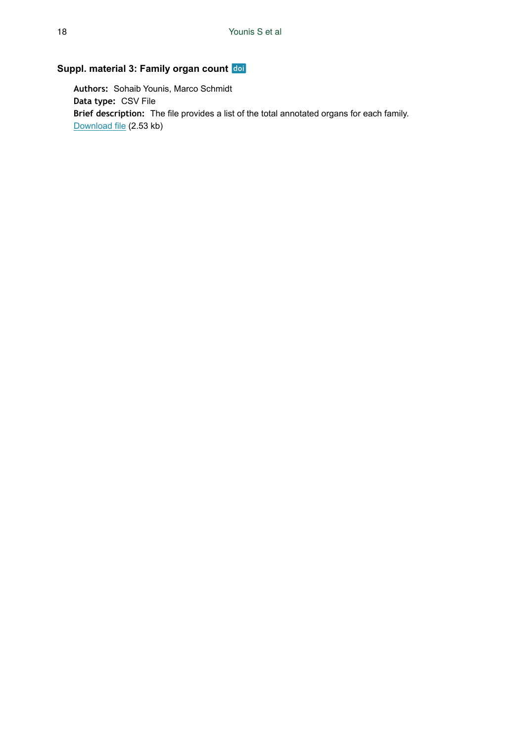### Suppl. material 3: Family organ count doi

**Authors:** Sohaib Younis, Marco Schmidt
**Data type:** CSV File
**Brief description:** The file provides a list of the total annotated organs for each family.
Download file (2.53 kb)